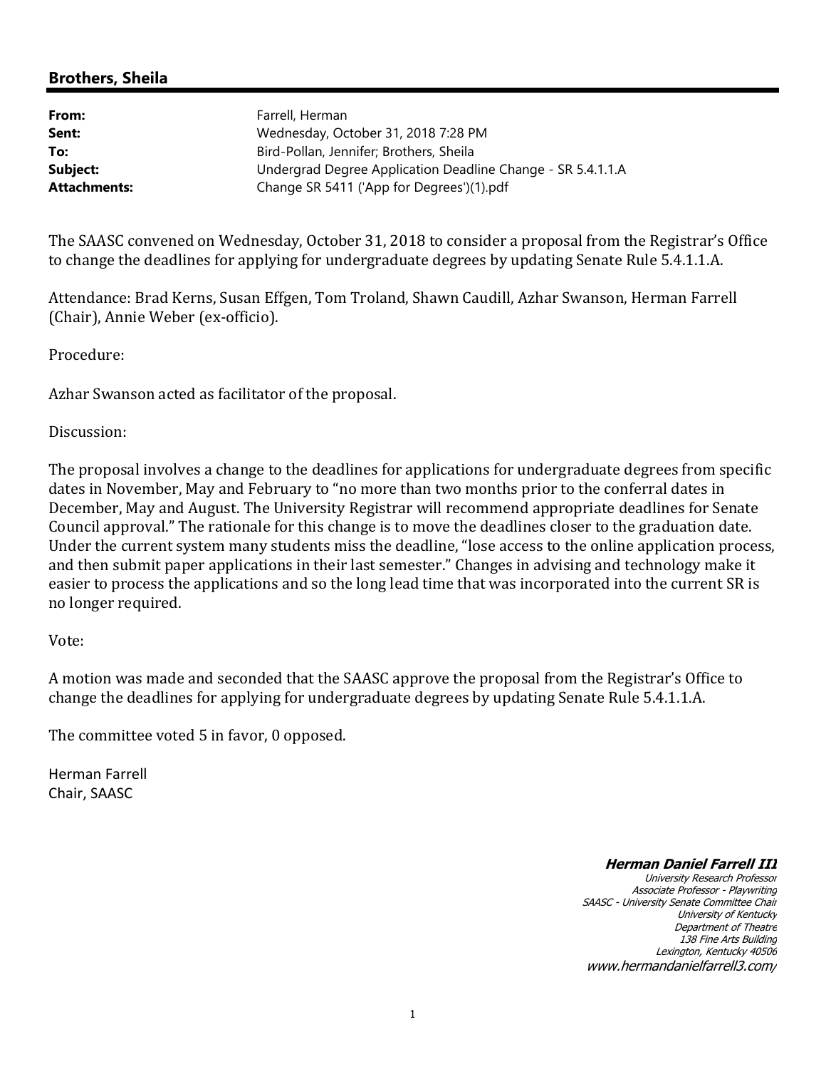## Brothers, Sheila

| | |
|---|---|
| **From:** | Farrell, Herman |
| **Sent:** | Wednesday, October 31, 2018 7:28 PM |
| **To:** | Bird-Pollan, Jennifer; Brothers, Sheila |
| **Subject:** | Undergrad Degree Application Deadline Change - SR 5.4.1.1.A |
| **Attachments:** | Change SR 5411 ('App for Degrees')(1).pdf |

The SAASC convened on Wednesday, October 31, 2018 to consider a proposal from the Registrar's Office to change the deadlines for applying for undergraduate degrees by updating Senate Rule 5.4.1.1.A.

Attendance: Brad Kerns, Susan Effgen, Tom Troland, Shawn Caudill, Azhar Swanson, Herman Farrell (Chair), Annie Weber (ex-officio).

Procedure:

Azhar Swanson acted as facilitator of the proposal.

Discussion:

The proposal involves a change to the deadlines for applications for undergraduate degrees from specific dates in November, May and February to "no more than two months prior to the conferral dates in December, May and August. The University Registrar will recommend appropriate deadlines for Senate Council approval." The rationale for this change is to move the deadlines closer to the graduation date. Under the current system many students miss the deadline, "lose access to the online application process, and then submit paper applications in their last semester." Changes in advising and technology make it easier to process the applications and so the long lead time that was incorporated into the current SR is no longer required.

Vote:

A motion was made and seconded that the SAASC approve the proposal from the Registrar's Office to change the deadlines for applying for undergraduate degrees by updating Senate Rule 5.4.1.1.A.

The committee voted 5 in favor, 0 opposed.

Herman Farrell
Chair, SAASC

***Herman Daniel Farrell III***
*University Research Professor*
*Associate Professor - Playwriting*
*SAASC - University Senate Committee Chair*
*University of Kentucky*
*Department of Theatre*
*138 Fine Arts Building*
*Lexington, Kentucky 40506*
*www.hermandanielfarrell3.com/*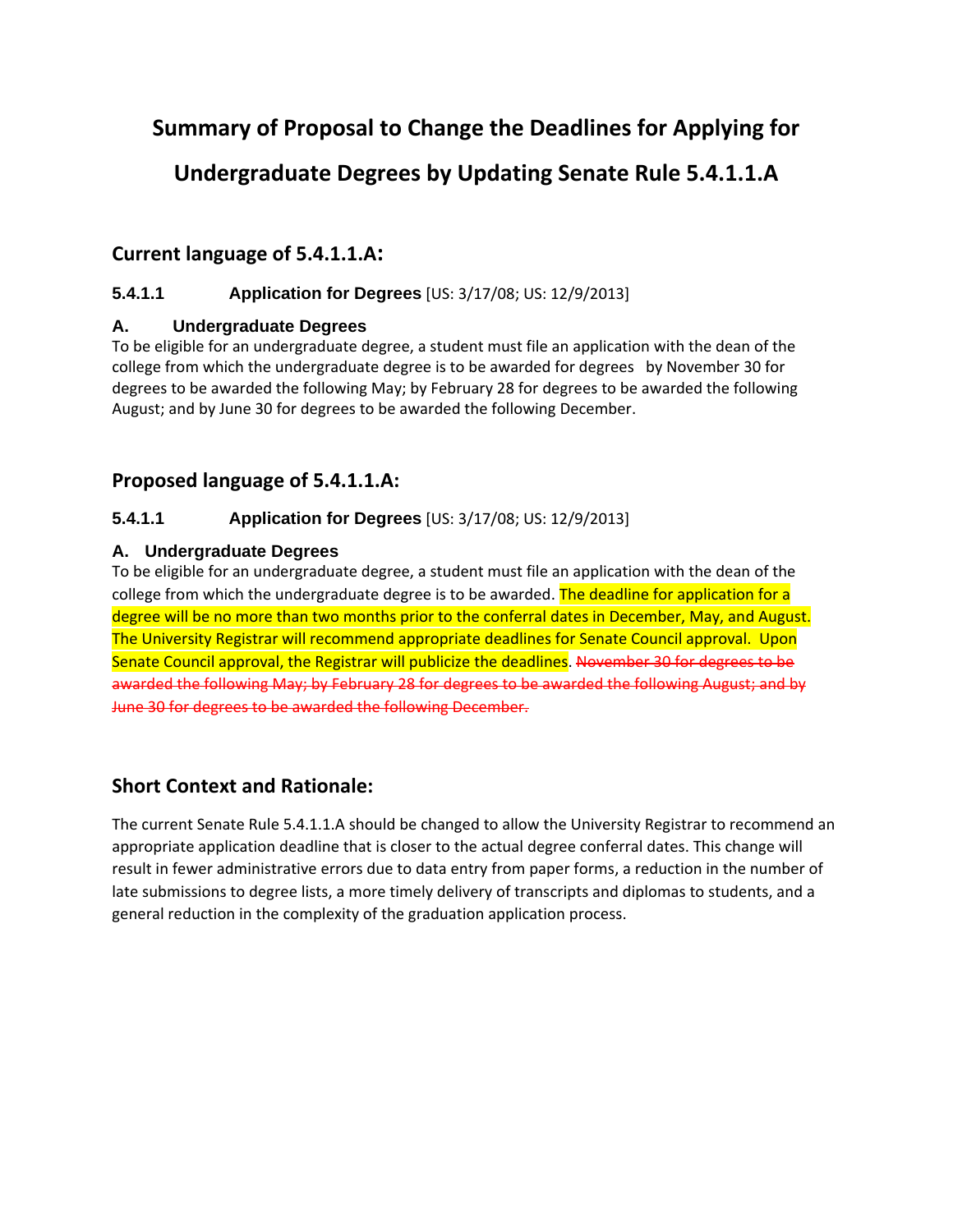# Summary of Proposal to Change the Deadlines for Applying for Undergraduate Degrees by Updating Senate Rule 5.4.1.1.A

## Current language of 5.4.1.1.A:

### 5.4.1.1 Application for Degrees [US: 3/17/08; US: 12/9/2013]

#### A. Undergraduate Degrees

To be eligible for an undergraduate degree, a student must file an application with the dean of the college from which the undergraduate degree is to be awarded for degrees by November 30 for degrees to be awarded the following May; by February 28 for degrees to be awarded the following August; and by June 30 for degrees to be awarded the following December.

## Proposed language of 5.4.1.1.A:

### 5.4.1.1 Application for Degrees [US: 3/17/08; US: 12/9/2013]

#### A. Undergraduate Degrees

To be eligible for an undergraduate degree, a student must file an application with the dean of the college from which the undergraduate degree is to be awarded. The deadline for application for a degree will be no more than two months prior to the conferral dates in December, May, and August. The University Registrar will recommend appropriate deadlines for Senate Council approval. Upon Senate Council approval, the Registrar will publicize the deadlines. ~~November 30 for degrees to be awarded the following May; by February 28 for degrees to be awarded the following August; and by June 30 for degrees to be awarded the following December.~~

## Short Context and Rationale:

The current Senate Rule 5.4.1.1.A should be changed to allow the University Registrar to recommend an appropriate application deadline that is closer to the actual degree conferral dates. This change will result in fewer administrative errors due to data entry from paper forms, a reduction in the number of late submissions to degree lists, a more timely delivery of transcripts and diplomas to students, and a general reduction in the complexity of the graduation application process.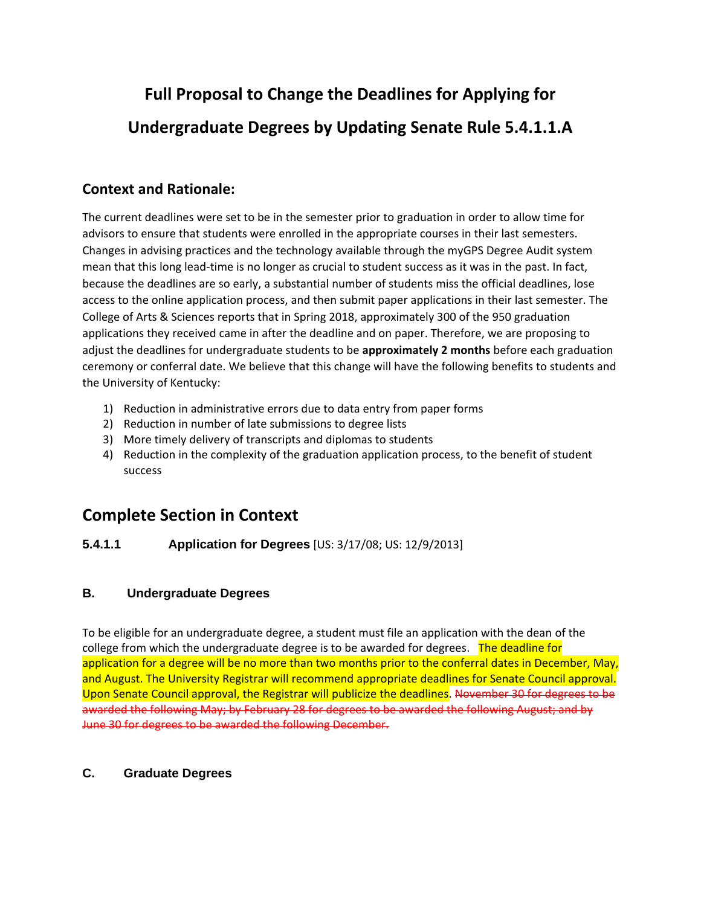# Full Proposal to Change the Deadlines for Applying for Undergraduate Degrees by Updating Senate Rule 5.4.1.1.A

## Context and Rationale:

The current deadlines were set to be in the semester prior to graduation in order to allow time for advisors to ensure that students were enrolled in the appropriate courses in their last semesters. Changes in advising practices and the technology available through the myGPS Degree Audit system mean that this long lead-time is no longer as crucial to student success as it was in the past. In fact, because the deadlines are so early, a substantial number of students miss the official deadlines, lose access to the online application process, and then submit paper applications in their last semester. The College of Arts & Sciences reports that in Spring 2018, approximately 300 of the 950 graduation applications they received came in after the deadline and on paper. Therefore, we are proposing to adjust the deadlines for undergraduate students to be **approximately 2 months** before each graduation ceremony or conferral date. We believe that this change will have the following benefits to students and the University of Kentucky:

1) Reduction in administrative errors due to data entry from paper forms
2) Reduction in number of late submissions to degree lists
3) More timely delivery of transcripts and diplomas to students
4) Reduction in the complexity of the graduation application process, to the benefit of student success

# Complete Section in Context

### 5.4.1.1 Application for Degrees [US: 3/17/08; US: 12/9/2013]

#### B. Undergraduate Degrees

To be eligible for an undergraduate degree, a student must file an application with the dean of the college from which the undergraduate degree is to be awarded for degrees. The deadline for application for a degree will be no more than two months prior to the conferral dates in December, May, and August. The University Registrar will recommend appropriate deadlines for Senate Council approval. Upon Senate Council approval, the Registrar will publicize the deadlines. ~~November 30 for degrees to be awarded the following May; by February 28 for degrees to be awarded the following August; and by June 30 for degrees to be awarded the following December.~~

#### C. Graduate Degrees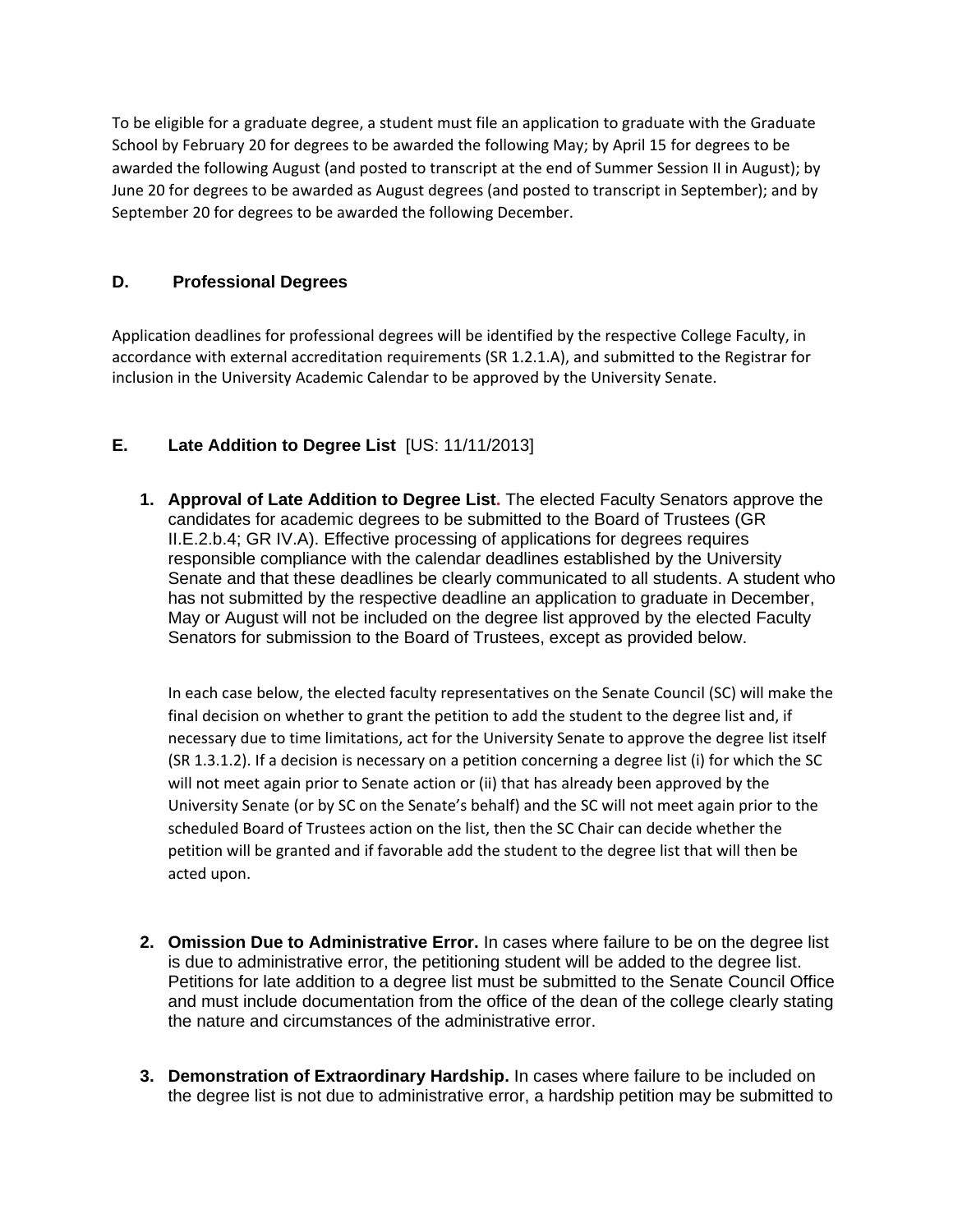To be eligible for a graduate degree, a student must file an application to graduate with the Graduate School by February 20 for degrees to be awarded the following May; by April 15 for degrees to be awarded the following August (and posted to transcript at the end of Summer Session II in August); by June 20 for degrees to be awarded as August degrees (and posted to transcript in September); and by September 20 for degrees to be awarded the following December.

### D. Professional Degrees

Application deadlines for professional degrees will be identified by the respective College Faculty, in accordance with external accreditation requirements (SR 1.2.1.A), and submitted to the Registrar for inclusion in the University Academic Calendar to be approved by the University Senate.

### E. Late Addition to Degree List [US: 11/11/2013]

1. **Approval of Late Addition to Degree List.** The elected Faculty Senators approve the candidates for academic degrees to be submitted to the Board of Trustees (GR II.E.2.b.4; GR IV.A). Effective processing of applications for degrees requires responsible compliance with the calendar deadlines established by the University Senate and that these deadlines be clearly communicated to all students. A student who has not submitted by the respective deadline an application to graduate in December, May or August will not be included on the degree list approved by the elected Faculty Senators for submission to the Board of Trustees, except as provided below.

   In each case below, the elected faculty representatives on the Senate Council (SC) will make the final decision on whether to grant the petition to add the student to the degree list and, if necessary due to time limitations, act for the University Senate to approve the degree list itself (SR 1.3.1.2). If a decision is necessary on a petition concerning a degree list (i) for which the SC will not meet again prior to Senate action or (ii) that has already been approved by the University Senate (or by SC on the Senate's behalf) and the SC will not meet again prior to the scheduled Board of Trustees action on the list, then the SC Chair can decide whether the petition will be granted and if favorable add the student to the degree list that will then be acted upon.

2. **Omission Due to Administrative Error.** In cases where failure to be on the degree list is due to administrative error, the petitioning student will be added to the degree list. Petitions for late addition to a degree list must be submitted to the Senate Council Office and must include documentation from the office of the dean of the college clearly stating the nature and circumstances of the administrative error.

3. **Demonstration of Extraordinary Hardship.** In cases where failure to be included on the degree list is not due to administrative error, a hardship petition may be submitted to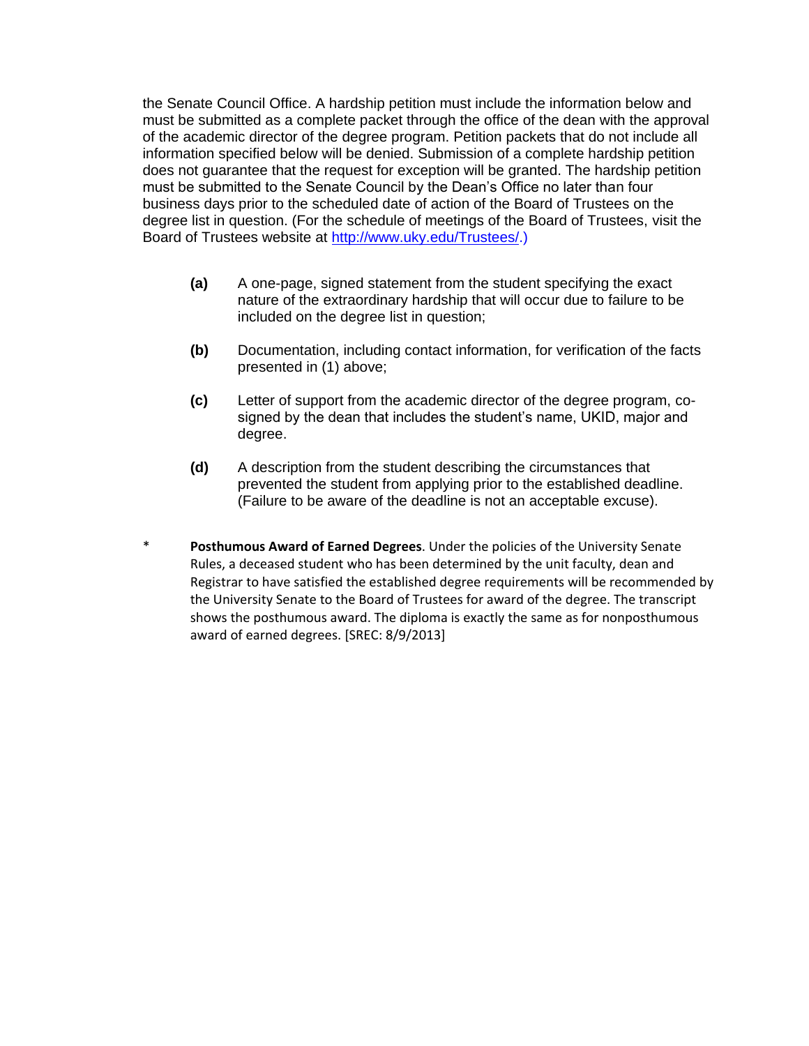the Senate Council Office. A hardship petition must include the information below and must be submitted as a complete packet through the office of the dean with the approval of the academic director of the degree program. Petition packets that do not include all information specified below will be denied. Submission of a complete hardship petition does not guarantee that the request for exception will be granted. The hardship petition must be submitted to the Senate Council by the Dean's Office no later than four business days prior to the scheduled date of action of the Board of Trustees on the degree list in question. (For the schedule of meetings of the Board of Trustees, visit the Board of Trustees website at [http://www.uky.edu/Trustees/](http://www.uky.edu/Trustees/).)

**(a)** A one-page, signed statement from the student specifying the exact nature of the extraordinary hardship that will occur due to failure to be included on the degree list in question;

**(b)** Documentation, including contact information, for verification of the facts presented in (1) above;

**(c)** Letter of support from the academic director of the degree program, co-signed by the dean that includes the student's name, UKID, major and degree.

**(d)** A description from the student describing the circumstances that prevented the student from applying prior to the established deadline. (Failure to be aware of the deadline is not an acceptable excuse).

\* **Posthumous Award of Earned Degrees**. Under the policies of the University Senate Rules, a deceased student who has been determined by the unit faculty, dean and Registrar to have satisfied the established degree requirements will be recommended by the University Senate to the Board of Trustees for award of the degree. The transcript shows the posthumous award. The diploma is exactly the same as for nonposthumous award of earned degrees. [SREC: 8/9/2013]